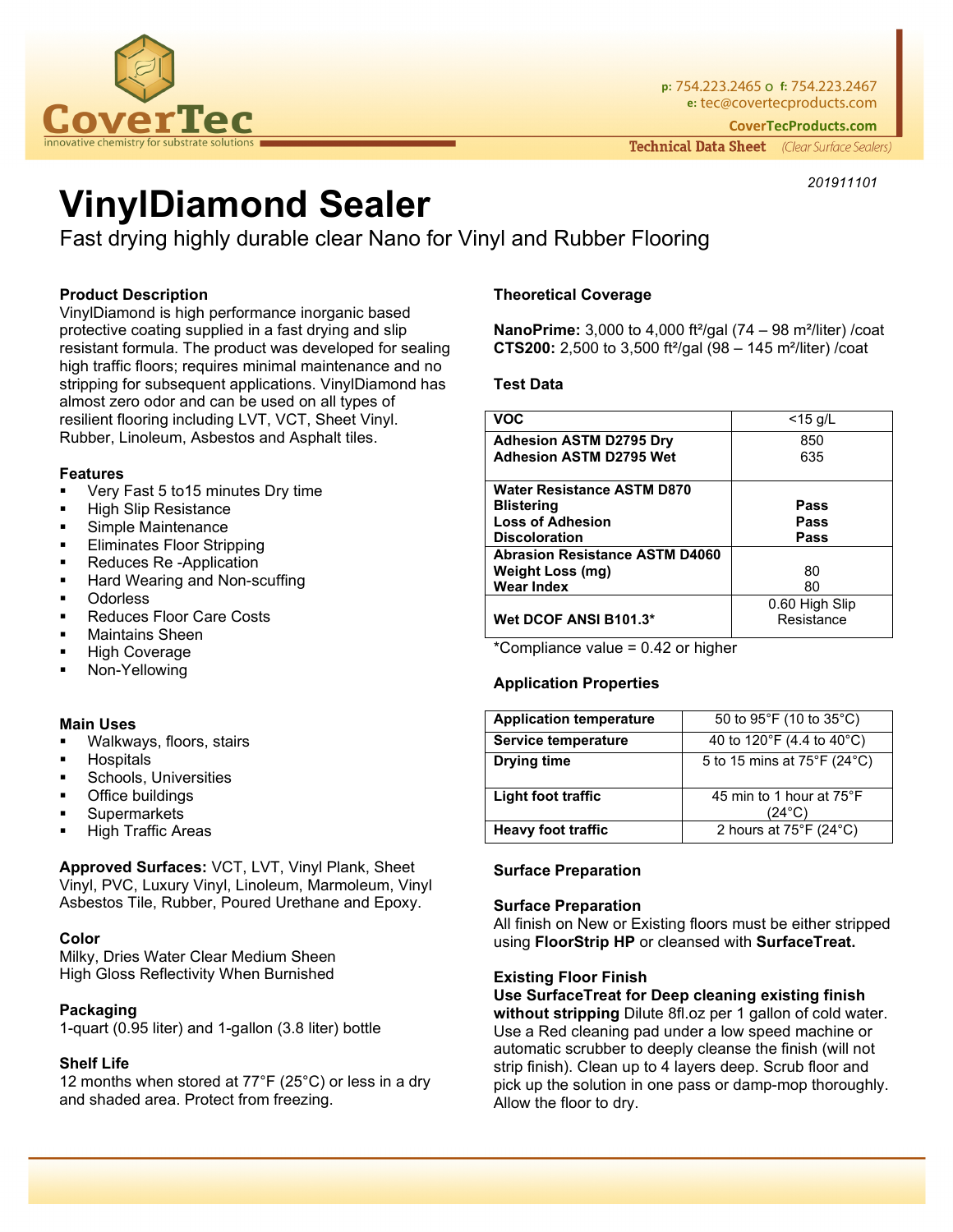201911101

# VinylDiamond Sealer

Fast drying highly durable clear Nano for Vinyl and Rubber Flooring

### Product Description

VinylDiamond is high performance inorganic based protective coating supplied in a fast drying and slip resistant formula. The product was developed for sealing high traffic floors; requires minimal maintenance and no stripping for subsequent applications. VinylDiamond has almost zero odor and can be used on all types of resilient flooring including LVT, VCT, Sheet Vinyl. Rubber, Linoleum, Asbestos and Asphalt tiles.

### Features

- Very Fast 5 to15 minutes Dry time
- High Slip Resistance
- Simple Maintenance
- Eliminates Floor Stripping
- Reduces Re -Application
- Hard Wearing and Non-scuffing
- Odorless
- Reduces Floor Care Costs
- Maintains Sheen
- High Coverage
- Non-Yellowing

### Main Uses

- Walkways, floors, stairs
- Hospitals
- Schools, Universities
- Office buildings
- Supermarkets
- High Traffic Areas

**Approved Surfaces:** VCT, LVT, Vinyl Plank, Sheet Vinyl, PVC, Luxury Vinyl, Linoleum, Marmoleum, Vinyl Asbestos Tile, Rubber, Poured Urethane and Epoxy.

### Color

Milky, Dries Water Clear Medium Sheen
High Gloss Reflectivity When Burnished

### Packaging

1-quart (0.95 liter) and 1-gallon (3.8 liter) bottle

### Shelf Life

12 months when stored at 77°F (25°C) or less in a dry and shaded area. Protect from freezing.

### Theoretical Coverage

**NanoPrime:** 3,000 to 4,000 ft²/gal (74 – 98 m²/liter) /coat
**CTS200:** 2,500 to 3,500 ft²/gal (98 – 145 m²/liter) /coat

### Test Data

| | |
|---|---|
| **VOC** | <15 g/L |
| **Adhesion ASTM D2795 Dry**<br>**Adhesion ASTM D2795 Wet** | 850<br>635 |
| **Water Resistance ASTM D870**<br>**Blistering**<br>**Loss of Adhesion**<br>**Discoloration** | <br>**Pass**<br>**Pass**<br>**Pass** |
| **Abrasion Resistance ASTM D4060**<br>**Weight Loss (mg)**<br>**Wear Index** | <br>80<br>80 |
| **Wet DCOF ANSI B101.3*** | 0.60 High Slip Resistance |

*Compliance value = 0.42 or higher

### Application Properties

| | |
|---|---|
| **Application temperature** | 50 to 95°F (10 to 35°C) |
| **Service temperature** | 40 to 120°F (4.4 to 40°C) |
| **Drying time** | 5 to 15 mins at 75°F (24°C) |
| **Light foot traffic** | 45 min to 1 hour at 75°F (24°C) |
| **Heavy foot traffic** | 2 hours at 75°F (24°C) |

### Surface Preparation

### Surface Preparation

All finish on New or Existing floors must be either stripped using **FloorStrip HP** or cleansed with **SurfaceTreat.**

### Existing Floor Finish

**Use SurfaceTreat for Deep cleaning existing finish without stripping** Dilute 8fl.oz per 1 gallon of cold water. Use a Red cleaning pad under a low speed machine or automatic scrubber to deeply cleanse the finish (will not strip finish). Clean up to 4 layers deep. Scrub floor and pick up the solution in one pass or damp-mop thoroughly. Allow the floor to dry.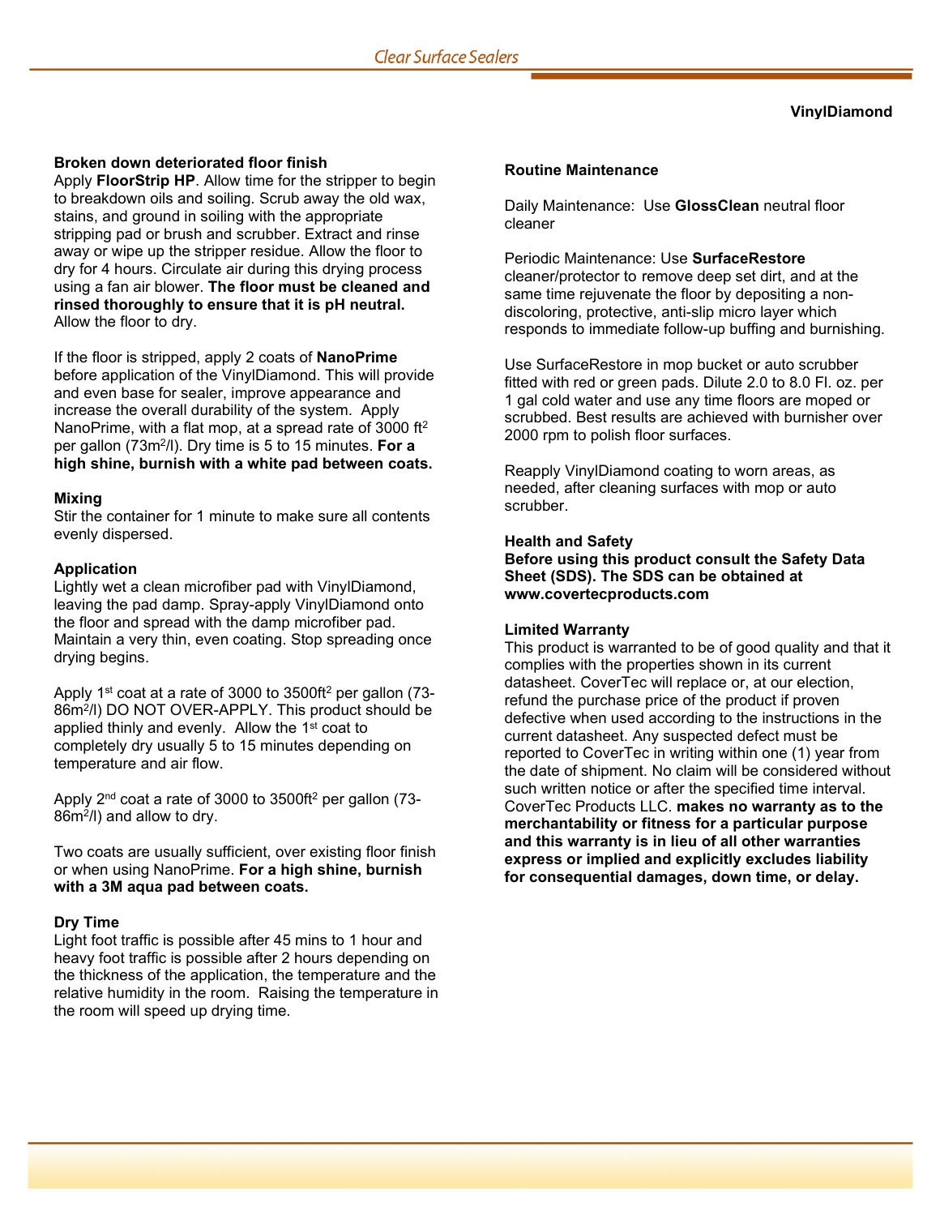**VinylDiamond**

**Broken down deteriorated floor finish**

Apply **FloorStrip HP**. Allow time for the stripper to begin to breakdown oils and soiling. Scrub away the old wax, stains, and ground in soiling with the appropriate stripping pad or brush and scrubber. Extract and rinse away or wipe up the stripper residue. Allow the floor to dry for 4 hours. Circulate air during this drying process using a fan air blower. **The floor must be cleaned and rinsed thoroughly to ensure that it is pH neutral.** Allow the floor to dry.

If the floor is stripped, apply 2 coats of **NanoPrime** before application of the VinylDiamond. This will provide and even base for sealer, improve appearance and increase the overall durability of the system. Apply NanoPrime, with a flat mop, at a spread rate of 3000 $ft^2$ per gallon ($73m^2/l$). Dry time is 5 to 15 minutes. **For a high shine, burnish with a white pad between coats.**

**Mixing**

Stir the container for 1 minute to make sure all contents evenly dispersed.

**Application**

Lightly wet a clean microfiber pad with VinylDiamond, leaving the pad damp. Spray-apply VinylDiamond onto the floor and spread with the damp microfiber pad. Maintain a very thin, even coating. Stop spreading once drying begins.

Apply 1st coat at a rate of 3000 to 3500$ft^2$ per gallon (73-86$m^2/l$) DO NOT OVER-APPLY. This product should be applied thinly and evenly. Allow the 1st coat to completely dry usually 5 to 15 minutes depending on temperature and air flow.

Apply 2nd coat a rate of 3000 to 3500$ft^2$ per gallon (73-86$m^2/l$) and allow to dry.

Two coats are usually sufficient, over existing floor finish or when using NanoPrime. **For a high shine, burnish with a 3M aqua pad between coats.**

**Dry Time**

Light foot traffic is possible after 45 mins to 1 hour and heavy foot traffic is possible after 2 hours depending on the thickness of the application, the temperature and the relative humidity in the room. Raising the temperature in the room will speed up drying time.

**Routine Maintenance**

Daily Maintenance: Use **GlossClean** neutral floor cleaner

Periodic Maintenance: Use **SurfaceRestore** cleaner/protector to remove deep set dirt, and at the same time rejuvenate the floor by depositing a non-discoloring, protective, anti-slip micro layer which responds to immediate follow-up buffing and burnishing.

Use SurfaceRestore in mop bucket or auto scrubber fitted with red or green pads. Dilute 2.0 to 8.0 Fl. oz. per 1 gal cold water and use any time floors are moped or scrubbed. Best results are achieved with burnisher over 2000 rpm to polish floor surfaces.

Reapply VinylDiamond coating to worn areas, as needed, after cleaning surfaces with mop or auto scrubber.

**Health and Safety**

**Before using this product consult the Safety Data Sheet (SDS). The SDS can be obtained at www.covertecproducts.com**

**Limited Warranty**

This product is warranted to be of good quality and that it complies with the properties shown in its current datasheet. CoverTec will replace or, at our election, refund the purchase price of the product if proven defective when used according to the instructions in the current datasheet. Any suspected defect must be reported to CoverTec in writing within one (1) year from the date of shipment. No claim will be considered without such written notice or after the specified time interval. CoverTec Products LLC. **makes no warranty as to the merchantability or fitness for a particular purpose and this warranty is in lieu of all other warranties express or implied and explicitly excludes liability for consequential damages, down time, or delay.**